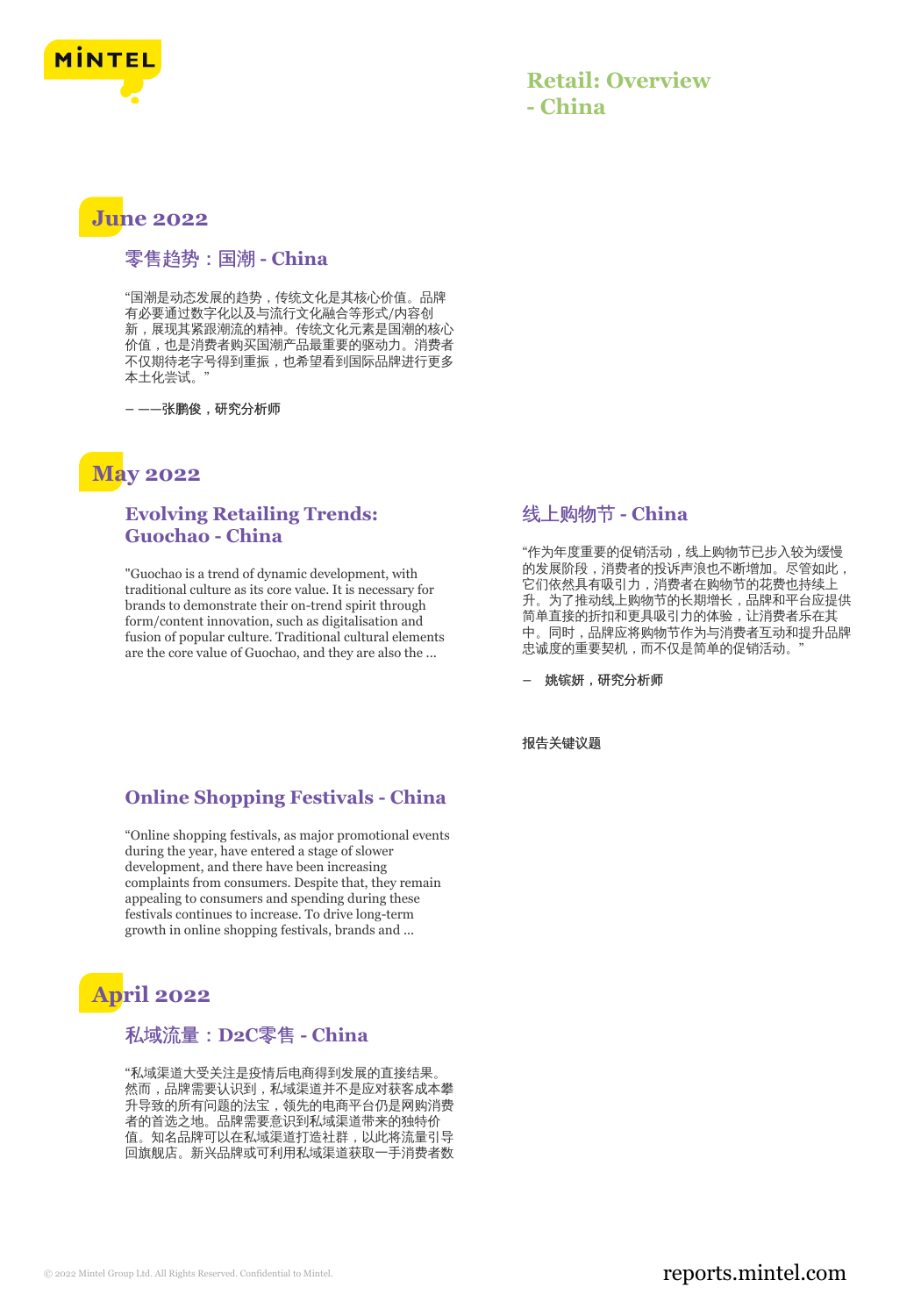# Retail: Overview - China

## June 2022

### 零售趋势：国潮 - China

“国潮是动态发展的趋势，传统文化是其核心价值。品牌有必要通过数字化以及与流行文化融合等形式/内容创新，展现其紧跟潮流的精神。传统文化元素是国潮的核心价值，也是消费者购买国潮产品最重要的驱动力。消费者不仅期待老字号得到重振，也希望看到国际品牌进行更多本土化尝试。”

– ——张鹏俊，研究分析师

## May 2022

### Evolving Retailing Trends: Guochao - China

"Guochao is a trend of dynamic development, with traditional culture as its core value. It is necessary for brands to demonstrate their on-trend spirit through form/content innovation, such as digitalisation and fusion of popular culture. Traditional cultural elements are the core value of Guochao, and they are also the ...

### Online Shopping Festivals - China

“Online shopping festivals, as major promotional events during the year, have entered a stage of slower development, and there have been increasing complaints from consumers. Despite that, they remain appealing to consumers and spending during these festivals continues to increase. To drive long-term growth in online shopping festivals, brands and ...

### 线上购物节 - China

“作为年度重要的促销活动，线上购物节已步入较为缓慢的发展阶段，消费者的投诉声浪也不断增加。尽管如此，它们依然具有吸引力，消费者在购物节的花费也持续上升。为了推动线上购物节的长期增长，品牌和平台应提供简单直接的折扣和更具吸引力的体验，让消费者乐在其中。同时，品牌应将购物节作为与消费者互动和提升品牌忠诚度的重要契机，而不仅是简单的促销活动。”

– 姚镔妍，研究分析师

报告关键议题

## April 2022

### 私域流量：D2C零售 - China

“私域渠道大受关注是疫情后电商得到发展的直接结果。然而，品牌需要认识到，私域渠道并不是应对获客成本攀升导致的所有问题的法宝，领先的电商平台仍是网购消费者的首选之地。品牌需要意识到私域渠道带来的独特价值。知名品牌可以在私域渠道打造社群，以此将流量引导回旗舰店。新兴品牌或可利用私域渠道获取一手消费者数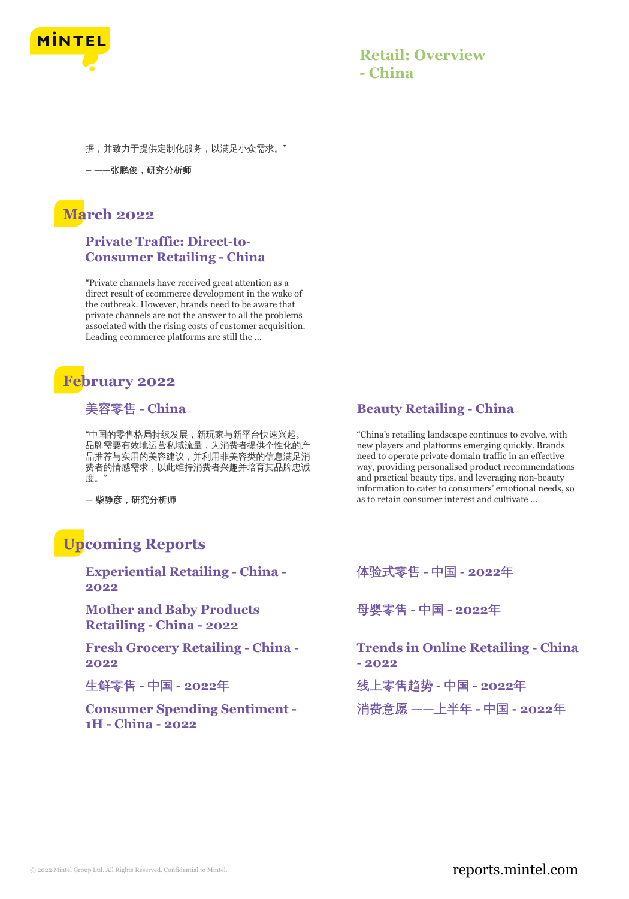据，并致力于提供定制化服务，以满足小众需求。”

– ——张鹏俊，研究分析师

## March 2022

### Private Traffic: Direct-to-Consumer Retailing - China

“Private channels have received great attention as a direct result of ecommerce development in the wake of the outbreak. However, brands need to be aware that private channels are not the answer to all the problems associated with the rising costs of customer acquisition. Leading ecommerce platforms are still the ...

## February 2022

### 美容零售 - China

“中国的零售格局持续发展，新玩家与新平台快速兴起。品牌需要有效地运营私域流量，为消费者提供个性化的产品推荐与实用的美容建议，并利用非美容类的信息满足消费者的情感需求，以此维持消费者兴趣并培育其品牌忠诚度。”

– 柴静彦，研究分析师

### Beauty Retailing - China

“China’s retailing landscape continues to evolve, with new players and platforms emerging quickly. Brands need to operate private domain traffic in an effective way, providing personalised product recommendations and practical beauty tips, and leveraging non-beauty information to cater to consumers’ emotional needs, so as to retain consumer interest and cultivate ...

## Upcoming Reports

### Experiential Retailing - China - 2022

### 体验式零售 - 中国 - 2022年

### Mother and Baby Products Retailing - China - 2022

### 母婴零售 - 中国 - 2022年

### Fresh Grocery Retailing - China - 2022

### Trends in Online Retailing - China - 2022

### 生鲜零售 - 中国 - 2022年

### 线上零售趋势 - 中国 - 2022年

### Consumer Spending Sentiment - 1H - China - 2022

### 消费意愿 ——上半年 - 中国 - 2022年